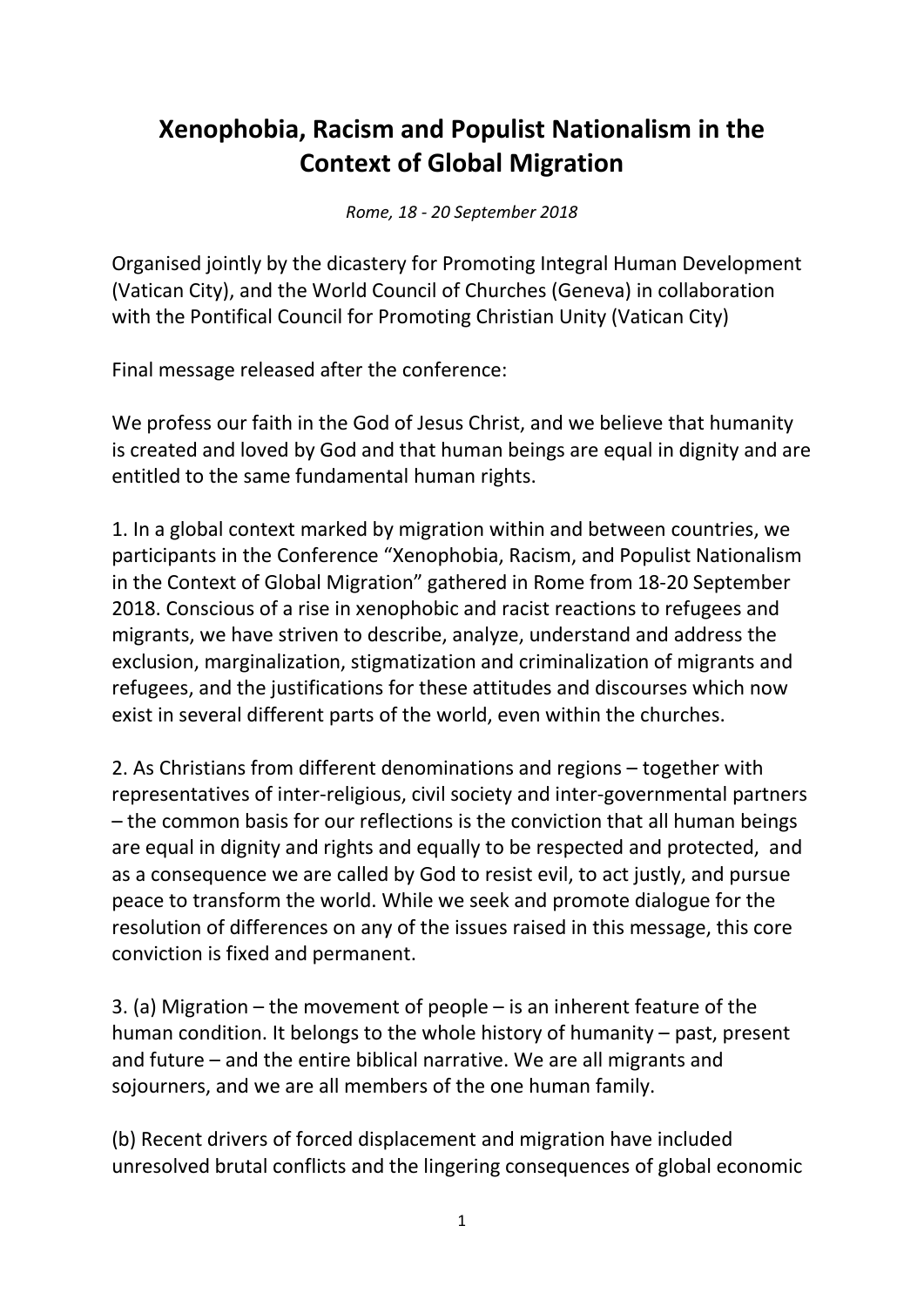# Xenophobia, Racism and Populist Nationalism in the Context of Global Migration

*Rome, 18 - 20 September 2018*

Organised jointly by the dicastery for Promoting Integral Human Development (Vatican City), and the World Council of Churches (Geneva) in collaboration with the Pontifical Council for Promoting Christian Unity (Vatican City)

Final message released after the conference:

We profess our faith in the God of Jesus Christ, and we believe that humanity is created and loved by God and that human beings are equal in dignity and are entitled to the same fundamental human rights.

1. In a global context marked by migration within and between countries, we participants in the Conference "Xenophobia, Racism, and Populist Nationalism in the Context of Global Migration" gathered in Rome from 18-20 September 2018. Conscious of a rise in xenophobic and racist reactions to refugees and migrants, we have striven to describe, analyze, understand and address the exclusion, marginalization, stigmatization and criminalization of migrants and refugees, and the justifications for these attitudes and discourses which now exist in several different parts of the world, even within the churches.

2. As Christians from different denominations and regions – together with representatives of inter-religious, civil society and inter-governmental partners – the common basis for our reflections is the conviction that all human beings are equal in dignity and rights and equally to be respected and protected, and as a consequence we are called by God to resist evil, to act justly, and pursue peace to transform the world. While we seek and promote dialogue for the resolution of differences on any of the issues raised in this message, this core conviction is fixed and permanent.

3. (a) Migration – the movement of people – is an inherent feature of the human condition. It belongs to the whole history of humanity – past, present and future – and the entire biblical narrative. We are all migrants and sojourners, and we are all members of the one human family.

(b) Recent drivers of forced displacement and migration have included unresolved brutal conflicts and the lingering consequences of global economic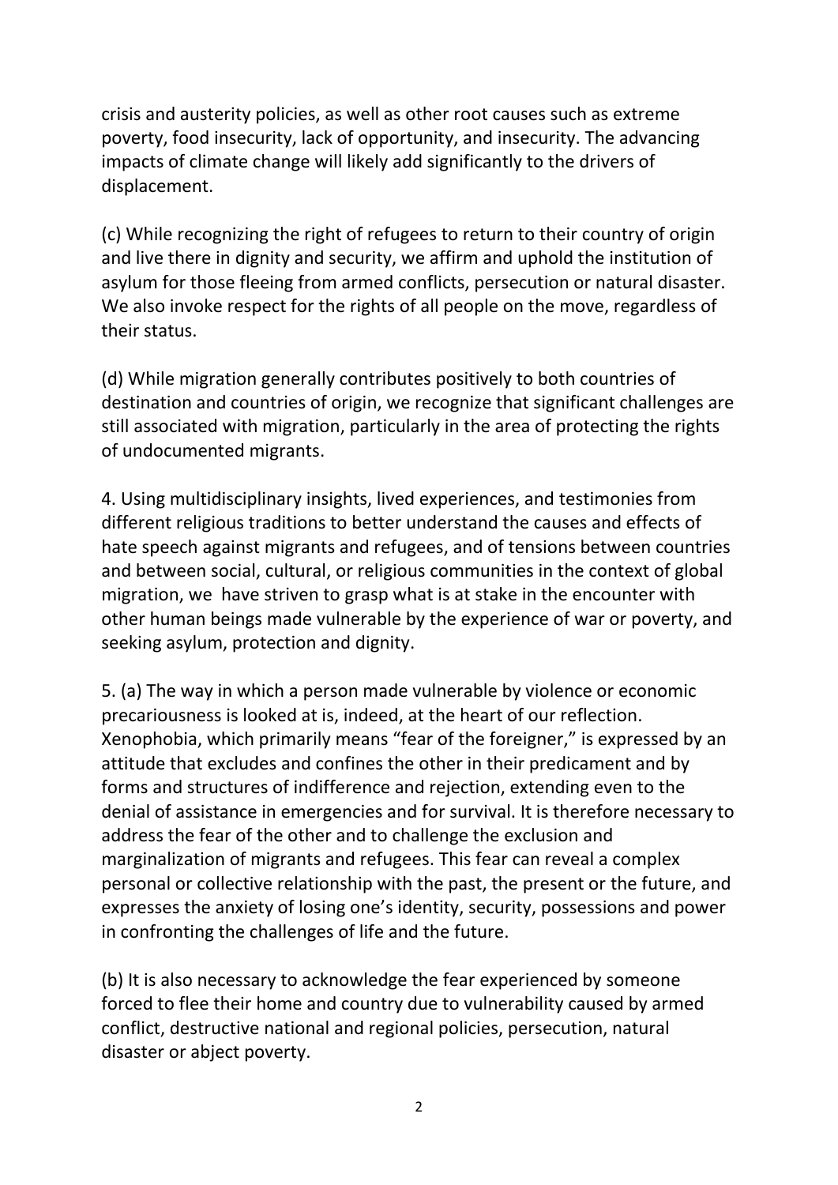crisis and austerity policies, as well as other root causes such as extreme poverty, food insecurity, lack of opportunity, and insecurity. The advancing impacts of climate change will likely add significantly to the drivers of displacement.

(c) While recognizing the right of refugees to return to their country of origin and live there in dignity and security, we affirm and uphold the institution of asylum for those fleeing from armed conflicts, persecution or natural disaster. We also invoke respect for the rights of all people on the move, regardless of their status.

(d) While migration generally contributes positively to both countries of destination and countries of origin, we recognize that significant challenges are still associated with migration, particularly in the area of protecting the rights of undocumented migrants.

4. Using multidisciplinary insights, lived experiences, and testimonies from different religious traditions to better understand the causes and effects of hate speech against migrants and refugees, and of tensions between countries and between social, cultural, or religious communities in the context of global migration, we have striven to grasp what is at stake in the encounter with other human beings made vulnerable by the experience of war or poverty, and seeking asylum, protection and dignity.

5. (a) The way in which a person made vulnerable by violence or economic precariousness is looked at is, indeed, at the heart of our reflection. Xenophobia, which primarily means "fear of the foreigner," is expressed by an attitude that excludes and confines the other in their predicament and by forms and structures of indifference and rejection, extending even to the denial of assistance in emergencies and for survival. It is therefore necessary to address the fear of the other and to challenge the exclusion and marginalization of migrants and refugees. This fear can reveal a complex personal or collective relationship with the past, the present or the future, and expresses the anxiety of losing one's identity, security, possessions and power in confronting the challenges of life and the future.

(b) It is also necessary to acknowledge the fear experienced by someone forced to flee their home and country due to vulnerability caused by armed conflict, destructive national and regional policies, persecution, natural disaster or abject poverty.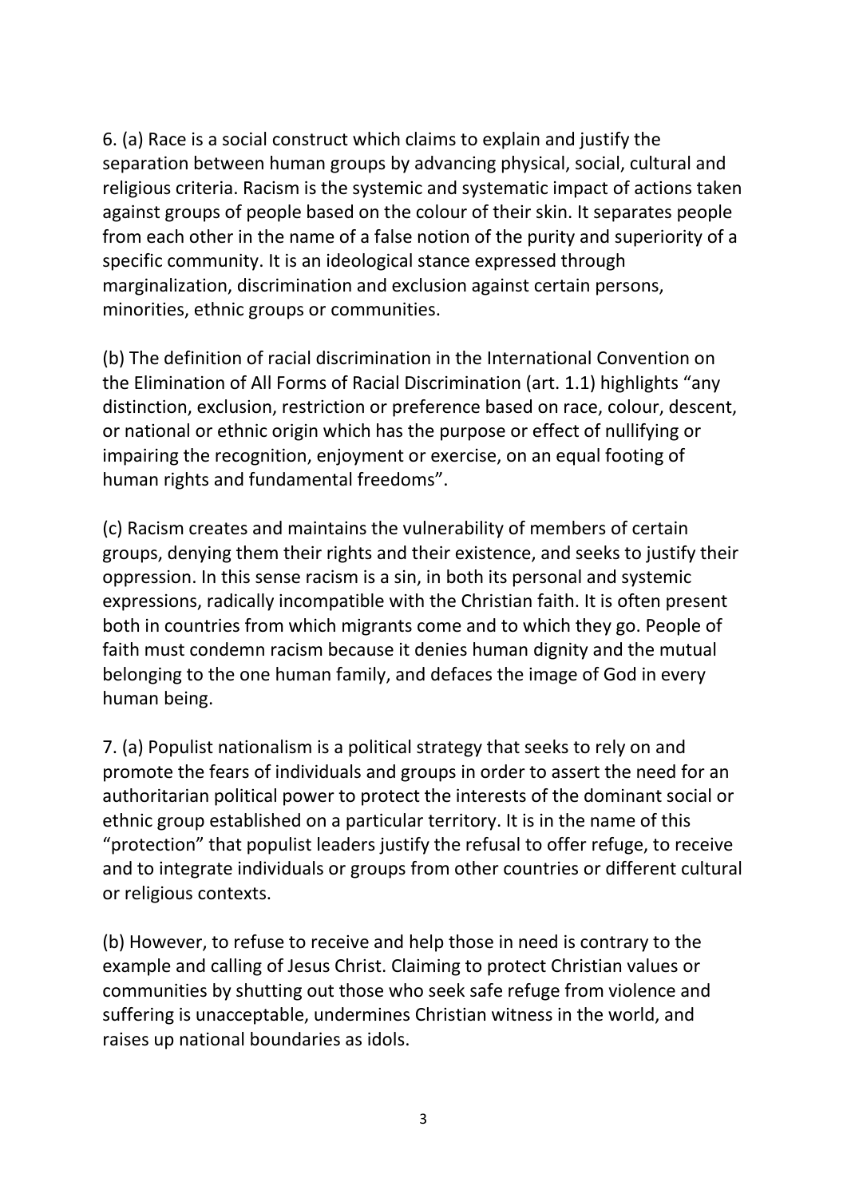6. (a) Race is a social construct which claims to explain and justify the separation between human groups by advancing physical, social, cultural and religious criteria. Racism is the systemic and systematic impact of actions taken against groups of people based on the colour of their skin. It separates people from each other in the name of a false notion of the purity and superiority of a specific community. It is an ideological stance expressed through marginalization, discrimination and exclusion against certain persons, minorities, ethnic groups or communities.

(b) The definition of racial discrimination in the International Convention on the Elimination of All Forms of Racial Discrimination (art. 1.1) highlights "any distinction, exclusion, restriction or preference based on race, colour, descent, or national or ethnic origin which has the purpose or effect of nullifying or impairing the recognition, enjoyment or exercise, on an equal footing of human rights and fundamental freedoms".

(c) Racism creates and maintains the vulnerability of members of certain groups, denying them their rights and their existence, and seeks to justify their oppression. In this sense racism is a sin, in both its personal and systemic expressions, radically incompatible with the Christian faith. It is often present both in countries from which migrants come and to which they go. People of faith must condemn racism because it denies human dignity and the mutual belonging to the one human family, and defaces the image of God in every human being.

7. (a) Populist nationalism is a political strategy that seeks to rely on and promote the fears of individuals and groups in order to assert the need for an authoritarian political power to protect the interests of the dominant social or ethnic group established on a particular territory. It is in the name of this "protection" that populist leaders justify the refusal to offer refuge, to receive and to integrate individuals or groups from other countries or different cultural or religious contexts.

(b) However, to refuse to receive and help those in need is contrary to the example and calling of Jesus Christ. Claiming to protect Christian values or communities by shutting out those who seek safe refuge from violence and suffering is unacceptable, undermines Christian witness in the world, and raises up national boundaries as idols.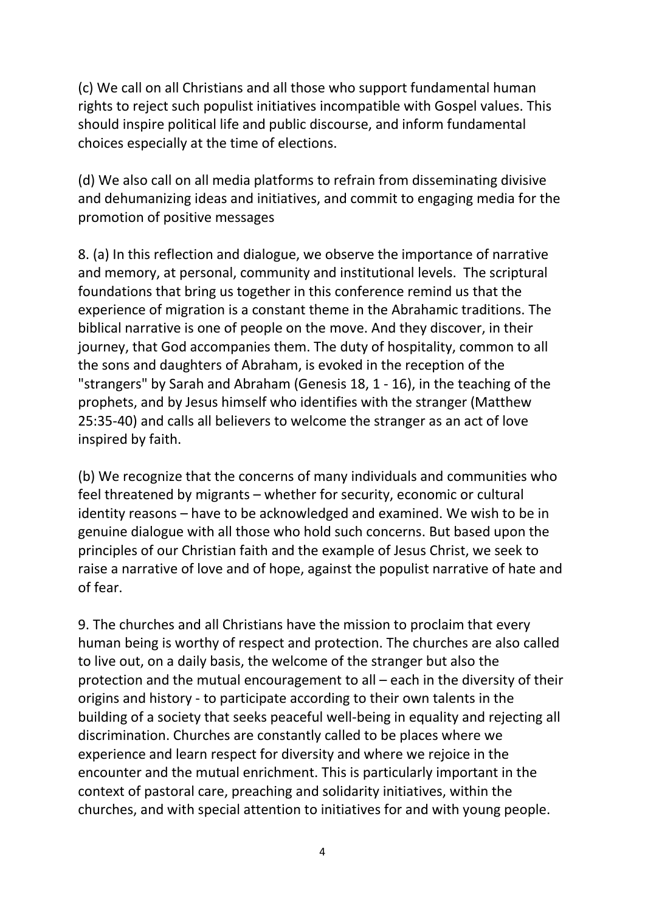(c) We call on all Christians and all those who support fundamental human rights to reject such populist initiatives incompatible with Gospel values. This should inspire political life and public discourse, and inform fundamental choices especially at the time of elections.

(d) We also call on all media platforms to refrain from disseminating divisive and dehumanizing ideas and initiatives, and commit to engaging media for the promotion of positive messages

8. (a) In this reflection and dialogue, we observe the importance of narrative and memory, at personal, community and institutional levels. The scriptural foundations that bring us together in this conference remind us that the experience of migration is a constant theme in the Abrahamic traditions. The biblical narrative is one of people on the move. And they discover, in their journey, that God accompanies them. The duty of hospitality, common to all the sons and daughters of Abraham, is evoked in the reception of the "strangers" by Sarah and Abraham (Genesis 18, 1 - 16), in the teaching of the prophets, and by Jesus himself who identifies with the stranger (Matthew 25:35-40) and calls all believers to welcome the stranger as an act of love inspired by faith.

(b) We recognize that the concerns of many individuals and communities who feel threatened by migrants – whether for security, economic or cultural identity reasons – have to be acknowledged and examined. We wish to be in genuine dialogue with all those who hold such concerns. But based upon the principles of our Christian faith and the example of Jesus Christ, we seek to raise a narrative of love and of hope, against the populist narrative of hate and of fear.

9. The churches and all Christians have the mission to proclaim that every human being is worthy of respect and protection. The churches are also called to live out, on a daily basis, the welcome of the stranger but also the protection and the mutual encouragement to all – each in the diversity of their origins and history - to participate according to their own talents in the building of a society that seeks peaceful well-being in equality and rejecting all discrimination. Churches are constantly called to be places where we experience and learn respect for diversity and where we rejoice in the encounter and the mutual enrichment. This is particularly important in the context of pastoral care, preaching and solidarity initiatives, within the churches, and with special attention to initiatives for and with young people.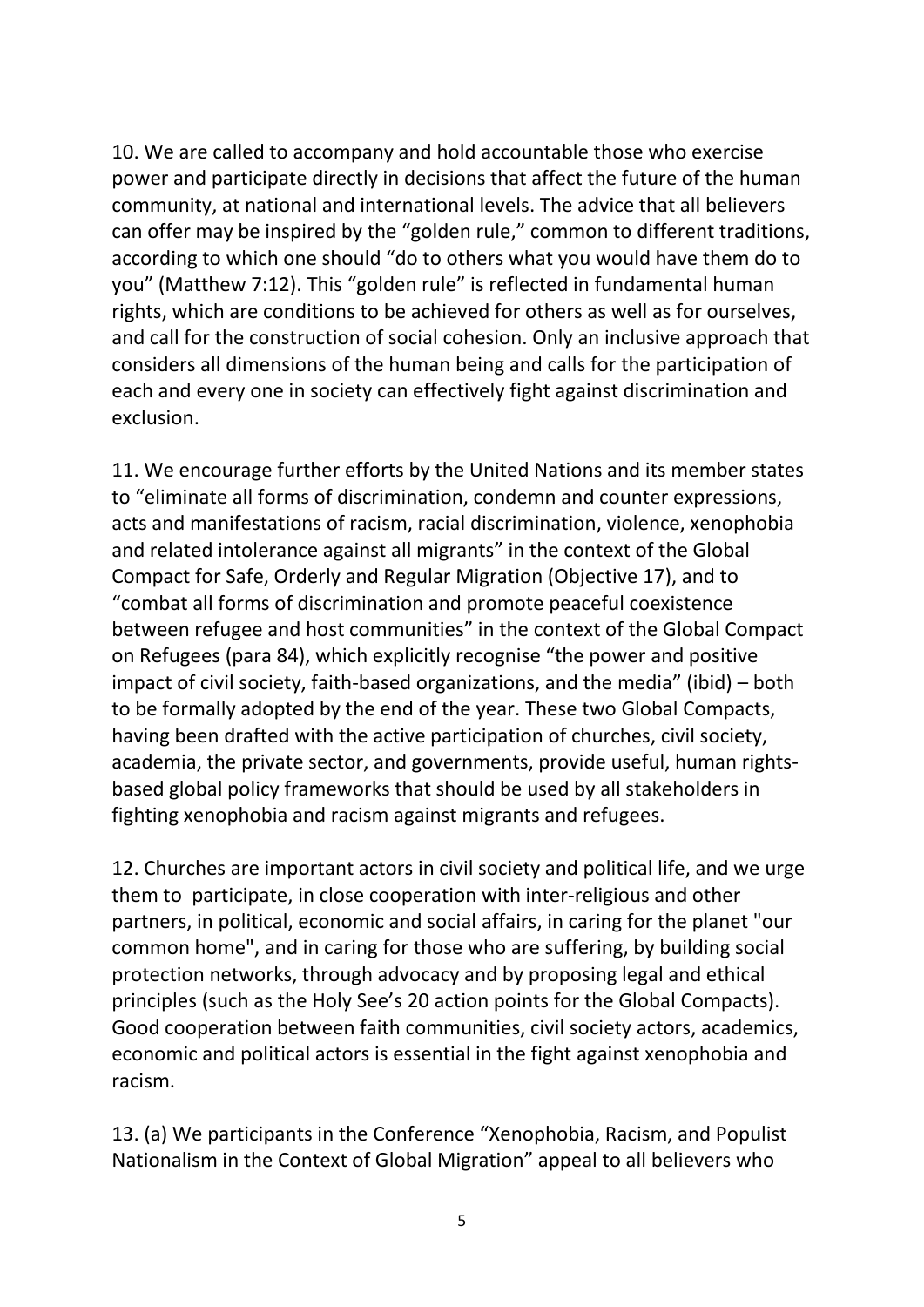10. We are called to accompany and hold accountable those who exercise power and participate directly in decisions that affect the future of the human community, at national and international levels. The advice that all believers can offer may be inspired by the "golden rule," common to different traditions, according to which one should "do to others what you would have them do to you" (Matthew 7:12). This "golden rule" is reflected in fundamental human rights, which are conditions to be achieved for others as well as for ourselves, and call for the construction of social cohesion. Only an inclusive approach that considers all dimensions of the human being and calls for the participation of each and every one in society can effectively fight against discrimination and exclusion.

11. We encourage further efforts by the United Nations and its member states to "eliminate all forms of discrimination, condemn and counter expressions, acts and manifestations of racism, racial discrimination, violence, xenophobia and related intolerance against all migrants" in the context of the Global Compact for Safe, Orderly and Regular Migration (Objective 17), and to "combat all forms of discrimination and promote peaceful coexistence between refugee and host communities" in the context of the Global Compact on Refugees (para 84), which explicitly recognise "the power and positive impact of civil society, faith-based organizations, and the media" (ibid) – both to be formally adopted by the end of the year. These two Global Compacts, having been drafted with the active participation of churches, civil society, academia, the private sector, and governments, provide useful, human rights-based global policy frameworks that should be used by all stakeholders in fighting xenophobia and racism against migrants and refugees.

12. Churches are important actors in civil society and political life, and we urge them to participate, in close cooperation with inter-religious and other partners, in political, economic and social affairs, in caring for the planet "our common home", and in caring for those who are suffering, by building social protection networks, through advocacy and by proposing legal and ethical principles (such as the Holy See's 20 action points for the Global Compacts). Good cooperation between faith communities, civil society actors, academics, economic and political actors is essential in the fight against xenophobia and racism.

13. (a) We participants in the Conference "Xenophobia, Racism, and Populist Nationalism in the Context of Global Migration" appeal to all believers who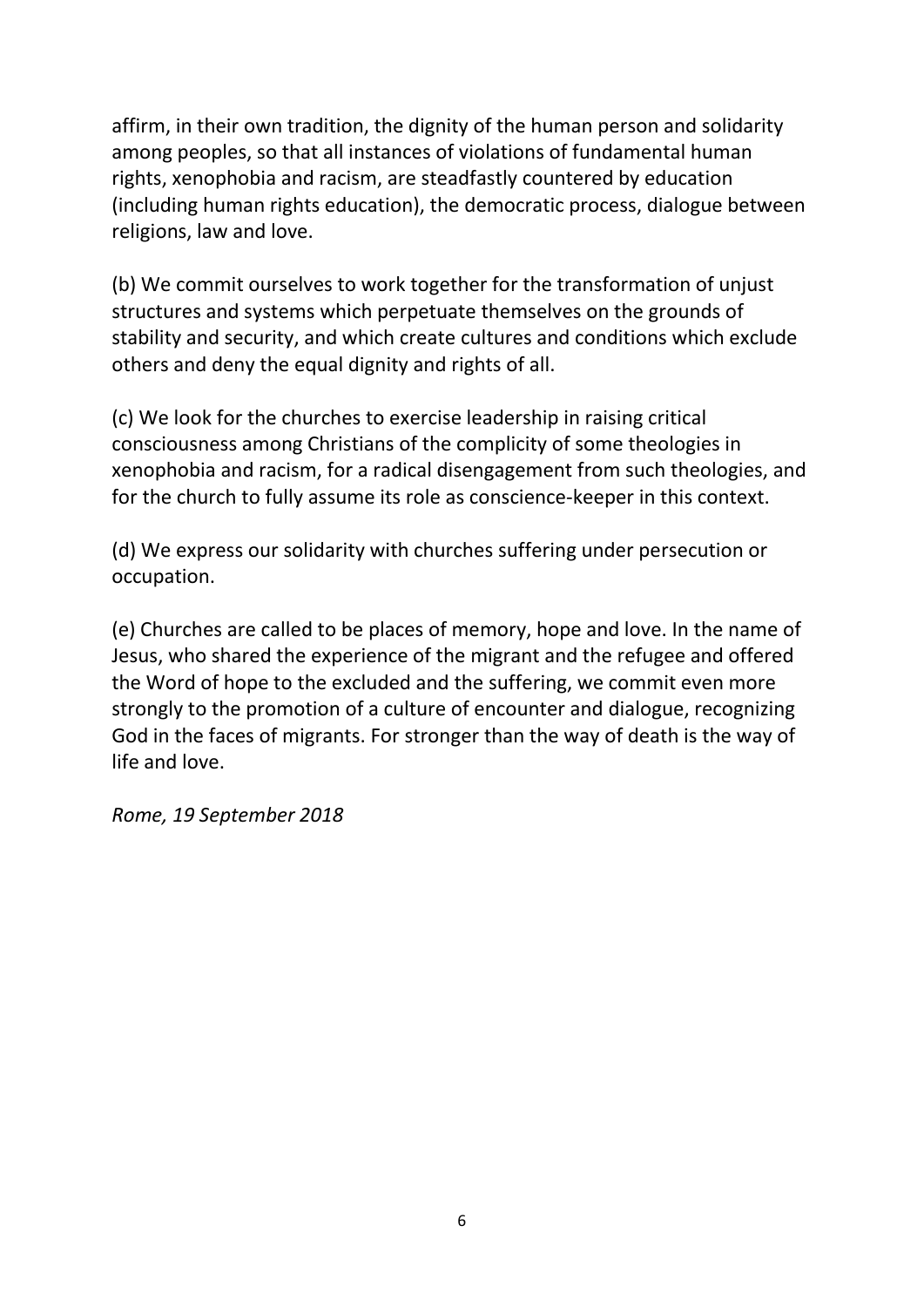affirm, in their own tradition, the dignity of the human person and solidarity among peoples, so that all instances of violations of fundamental human rights, xenophobia and racism, are steadfastly countered by education (including human rights education), the democratic process, dialogue between religions, law and love.

(b) We commit ourselves to work together for the transformation of unjust structures and systems which perpetuate themselves on the grounds of stability and security, and which create cultures and conditions which exclude others and deny the equal dignity and rights of all.

(c) We look for the churches to exercise leadership in raising critical consciousness among Christians of the complicity of some theologies in xenophobia and racism, for a radical disengagement from such theologies, and for the church to fully assume its role as conscience-keeper in this context.

(d) We express our solidarity with churches suffering under persecution or occupation.

(e) Churches are called to be places of memory, hope and love. In the name of Jesus, who shared the experience of the migrant and the refugee and offered the Word of hope to the excluded and the suffering, we commit even more strongly to the promotion of a culture of encounter and dialogue, recognizing God in the faces of migrants. For stronger than the way of death is the way of life and love.

*Rome, 19 September 2018*